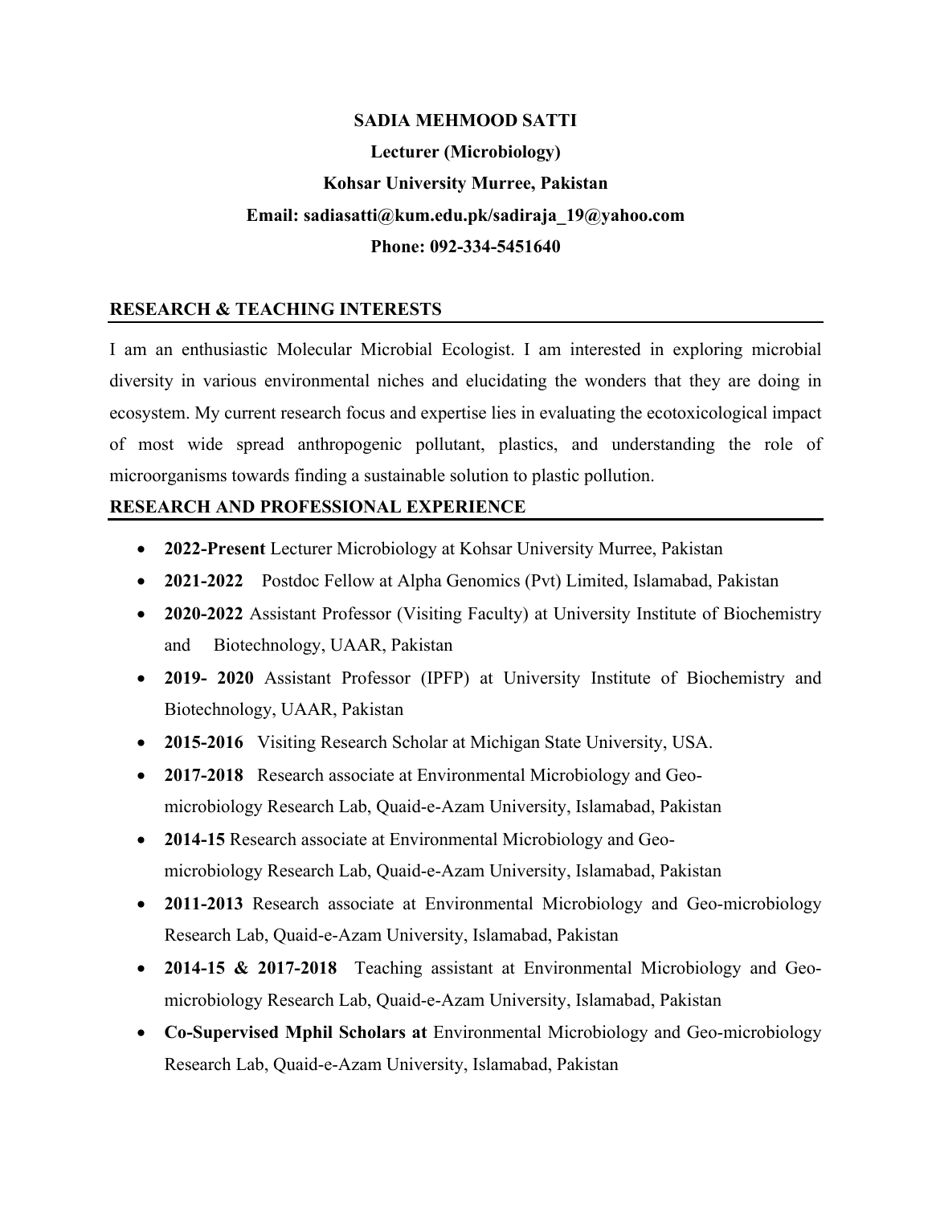**SADIA MEHMOOD SATTI**

**Lecturer (Microbiology)**

**Kohsar University Murree, Pakistan**

**Email: sadiasatti@kum.edu.pk/sadiraja_19@yahoo.com**

**Phone: 092-334-5451640**

## RESEARCH & TEACHING INTERESTS

I am an enthusiastic Molecular Microbial Ecologist. I am interested in exploring microbial diversity in various environmental niches and elucidating the wonders that they are doing in ecosystem. My current research focus and expertise lies in evaluating the ecotoxicological impact of most wide spread anthropogenic pollutant, plastics, and understanding the role of microorganisms towards finding a sustainable solution to plastic pollution.

## RESEARCH AND PROFESSIONAL EXPERIENCE

- **2022-Present** Lecturer Microbiology at Kohsar University Murree, Pakistan
- **2021-2022** Postdoc Fellow at Alpha Genomics (Pvt) Limited, Islamabad, Pakistan
- **2020-2022** Assistant Professor (Visiting Faculty) at University Institute of Biochemistry and Biotechnology, UAAR, Pakistan
- **2019- 2020** Assistant Professor (IPFP) at University Institute of Biochemistry and Biotechnology, UAAR, Pakistan
- **2015-2016** Visiting Research Scholar at Michigan State University, USA.
- **2017-2018** Research associate at Environmental Microbiology and Geo-microbiology Research Lab, Quaid-e-Azam University, Islamabad, Pakistan
- **2014-15** Research associate at Environmental Microbiology and Geo-microbiology Research Lab, Quaid-e-Azam University, Islamabad, Pakistan
- **2011-2013** Research associate at Environmental Microbiology and Geo-microbiology Research Lab, Quaid-e-Azam University, Islamabad, Pakistan
- **2014-15 & 2017-2018** Teaching assistant at Environmental Microbiology and Geo-microbiology Research Lab, Quaid-e-Azam University, Islamabad, Pakistan
- **Co-Supervised Mphil Scholars at** Environmental Microbiology and Geo-microbiology Research Lab, Quaid-e-Azam University, Islamabad, Pakistan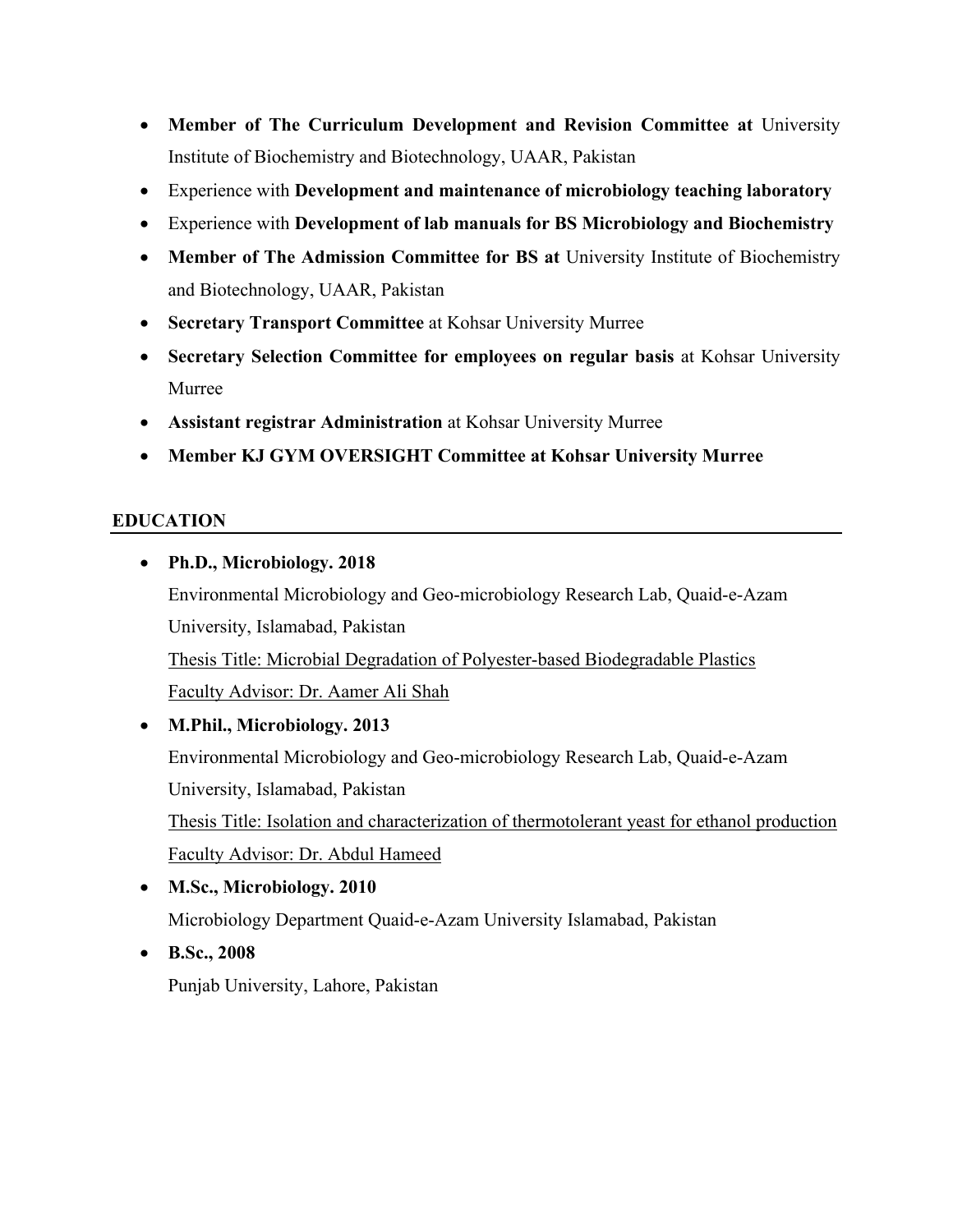- **Member of The Curriculum Development and Revision Committee at** University Institute of Biochemistry and Biotechnology, UAAR, Pakistan
- Experience with **Development and maintenance of microbiology teaching laboratory**
- Experience with **Development of lab manuals for BS Microbiology and Biochemistry**
- **Member of The Admission Committee for BS at** University Institute of Biochemistry and Biotechnology, UAAR, Pakistan
- **Secretary Transport Committee** at Kohsar University Murree
- **Secretary Selection Committee for employees on regular basis** at Kohsar University Murree
- **Assistant registrar Administration** at Kohsar University Murree
- **Member KJ GYM OVERSIGHT Committee at Kohsar University Murree**

## EDUCATION

- **Ph.D., Microbiology. 2018**
  Environmental Microbiology and Geo-microbiology Research Lab, Quaid-e-Azam University, Islamabad, Pakistan
  <u>Thesis Title: Microbial Degradation of Polyester-based Biodegradable Plastics</u>
  <u>Faculty Advisor: Dr. Aamer Ali Shah</u>
- **M.Phil., Microbiology. 2013**
  Environmental Microbiology and Geo-microbiology Research Lab, Quaid-e-Azam University, Islamabad, Pakistan
  <u>Thesis Title: Isolation and characterization of thermotolerant yeast for ethanol production</u>
  <u>Faculty Advisor: Dr. Abdul Hameed</u>
- **M.Sc., Microbiology. 2010**
  Microbiology Department Quaid-e-Azam University Islamabad, Pakistan
- **B.Sc., 2008**
  Punjab University, Lahore, Pakistan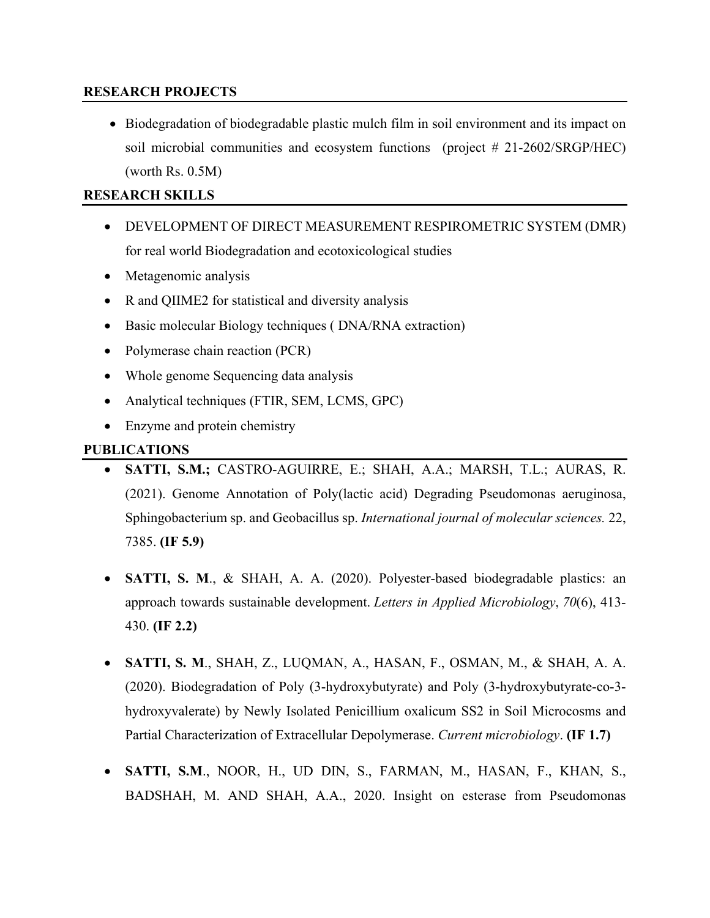## RESEARCH PROJECTS

- Biodegradation of biodegradable plastic mulch film in soil environment and its impact on soil microbial communities and ecosystem functions (project # 21-2602/SRGP/HEC) (worth Rs. 0.5M)

## RESEARCH SKILLS

- DEVELOPMENT OF DIRECT MEASUREMENT RESPIROMETRIC SYSTEM (DMR) for real world Biodegradation and ecotoxicological studies
- Metagenomic analysis
- R and QIIME2 for statistical and diversity analysis
- Basic molecular Biology techniques ( DNA/RNA extraction)
- Polymerase chain reaction (PCR)
- Whole genome Sequencing data analysis
- Analytical techniques (FTIR, SEM, LCMS, GPC)
- Enzyme and protein chemistry

## PUBLICATIONS

- **SATTI, S.M.;** CASTRO-AGUIRRE, E.; SHAH, A.A.; MARSH, T.L.; AURAS, R. (2021). Genome Annotation of Poly(lactic acid) Degrading Pseudomonas aeruginosa, Sphingobacterium sp. and Geobacillus sp. *International journal of molecular sciences.* 22, 7385. **(IF 5.9)**

- **SATTI, S. M**., & SHAH, A. A. (2020). Polyester‐based biodegradable plastics: an approach towards sustainable development. *Letters in Applied Microbiology*, *70*(6), 413-430. **(IF 2.2)**

- **SATTI, S. M**., SHAH, Z., LUQMAN, A., HASAN, F., OSMAN, M., & SHAH, A. A. (2020). Biodegradation of Poly (3-hydroxybutyrate) and Poly (3-hydroxybutyrate-co-3-hydroxyvalerate) by Newly Isolated Penicillium oxalicum SS2 in Soil Microcosms and Partial Characterization of Extracellular Depolymerase. *Current microbiology*. **(IF 1.7)**

- **SATTI, S.M**., NOOR, H., UD DIN, S., FARMAN, M., HASAN, F., KHAN, S., BADSHAH, M. AND SHAH, A.A., 2020. Insight on esterase from Pseudomonas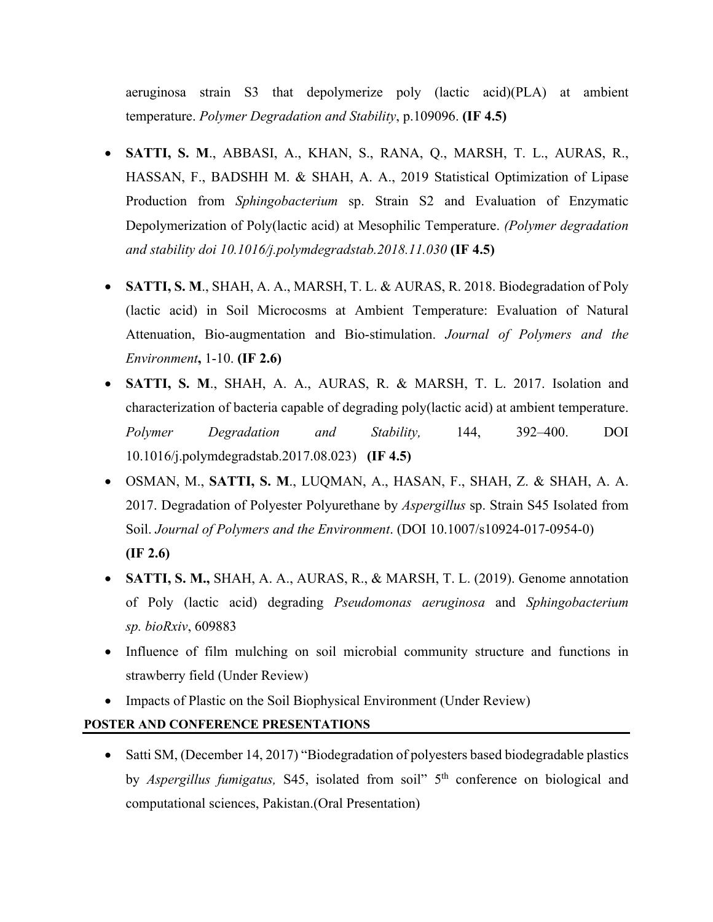aeruginosa strain S3 that depolymerize poly (lactic acid)(PLA) at ambient temperature. *Polymer Degradation and Stability*, p.109096. **(IF 4.5)**

- **SATTI, S. M**., ABBASI, A., KHAN, S., RANA, Q., MARSH, T. L., AURAS, R., HASSAN, F., BADSHH M. & SHAH, A. A., 2019 Statistical Optimization of Lipase Production from *Sphingobacterium* sp. Strain S2 and Evaluation of Enzymatic Depolymerization of Poly(lactic acid) at Mesophilic Temperature. *(Polymer degradation and stability doi 10.1016/j.polymdegradstab.2018.11.030* **(IF 4.5)**
- **SATTI, S. M**., SHAH, A. A., MARSH, T. L. & AURAS, R. 2018. Biodegradation of Poly (lactic acid) in Soil Microcosms at Ambient Temperature: Evaluation of Natural Attenuation, Bio-augmentation and Bio-stimulation. *Journal of Polymers and the Environment***,** 1-10. **(IF 2.6)**
- **SATTI, S. M**., SHAH, A. A., AURAS, R. & MARSH, T. L. 2017. Isolation and characterization of bacteria capable of degrading poly(lactic acid) at ambient temperature. *Polymer Degradation and Stability,* 144, 392–400. DOI 10.1016/j.polymdegradstab.2017.08.023) **(IF 4.5)**
- OSMAN, M., **SATTI, S. M**., LUQMAN, A., HASAN, F., SHAH, Z. & SHAH, A. A. 2017. Degradation of Polyester Polyurethane by *Aspergillus* sp. Strain S45 Isolated from Soil. *Journal of Polymers and the Environment*. (DOI 10.1007/s10924-017-0954-0) **(IF 2.6)**
- **SATTI, S. M.,** SHAH, A. A., AURAS, R., & MARSH, T. L. (2019). Genome annotation of Poly (lactic acid) degrading *Pseudomonas aeruginosa* and *Sphingobacterium sp. bioRxiv*, 609883
- Influence of film mulching on soil microbial community structure and functions in strawberry field (Under Review)
- Impacts of Plastic on the Soil Biophysical Environment (Under Review)

## POSTER AND CONFERENCE PRESENTATIONS

- Satti SM, (December 14, 2017) "Biodegradation of polyesters based biodegradable plastics by *Aspergillus fumigatus,* S45, isolated from soil" 5th conference on biological and computational sciences, Pakistan.(Oral Presentation)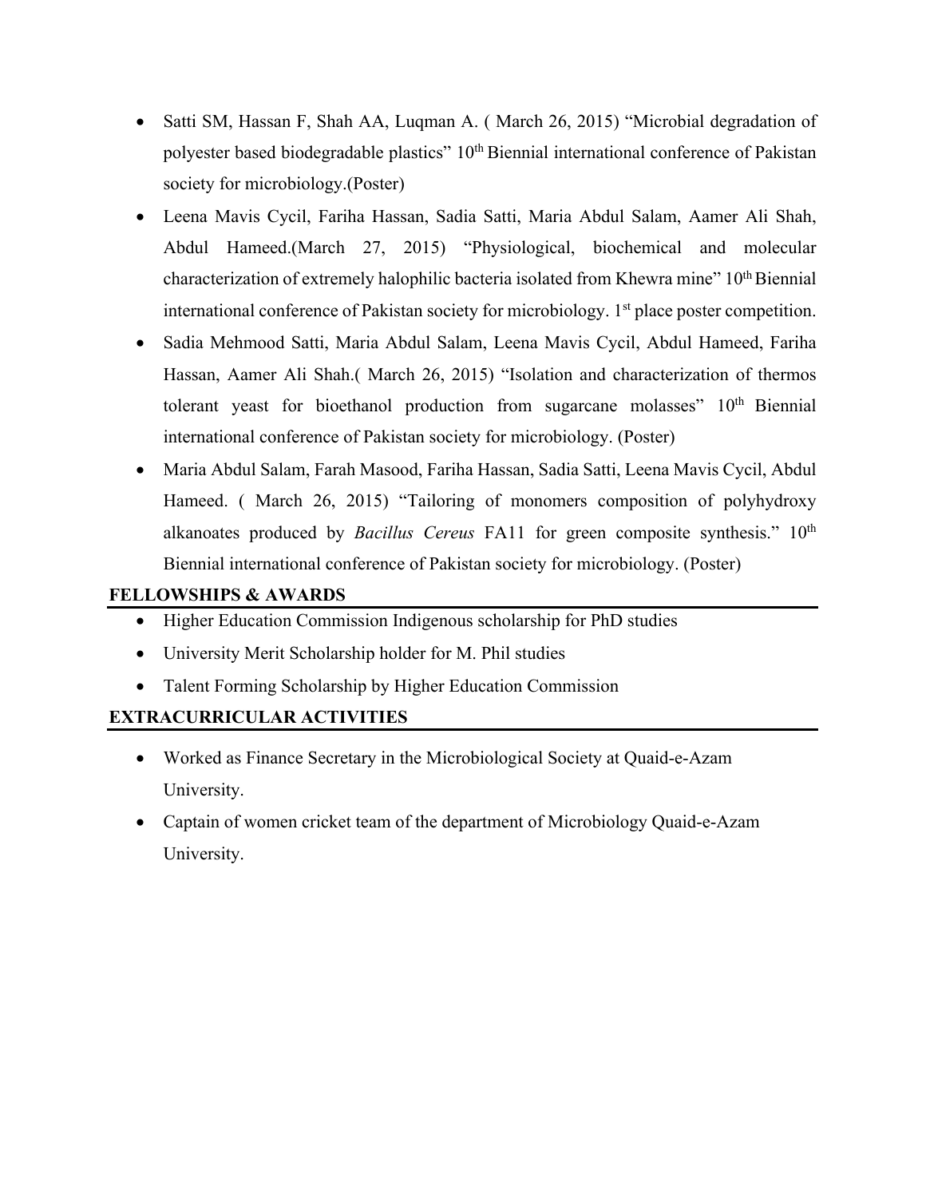- Satti SM, Hassan F, Shah AA, Luqman A. ( March 26, 2015) "Microbial degradation of polyester based biodegradable plastics" 10th Biennial international conference of Pakistan society for microbiology.(Poster)
- Leena Mavis Cycil, Fariha Hassan, Sadia Satti, Maria Abdul Salam, Aamer Ali Shah, Abdul Hameed.(March 27, 2015) "Physiological, biochemical and molecular characterization of extremely halophilic bacteria isolated from Khewra mine" 10th Biennial international conference of Pakistan society for microbiology. 1st place poster competition.
- Sadia Mehmood Satti, Maria Abdul Salam, Leena Mavis Cycil, Abdul Hameed, Fariha Hassan, Aamer Ali Shah.( March 26, 2015) "Isolation and characterization of thermos tolerant yeast for bioethanol production from sugarcane molasses" 10th Biennial international conference of Pakistan society for microbiology. (Poster)
- Maria Abdul Salam, Farah Masood, Fariha Hassan, Sadia Satti, Leena Mavis Cycil, Abdul Hameed. ( March 26, 2015) "Tailoring of monomers composition of polyhydroxy alkanoates produced by *Bacillus Cereus* FA11 for green composite synthesis." 10th Biennial international conference of Pakistan society for microbiology. (Poster)

## FELLOWSHIPS & AWARDS

- Higher Education Commission Indigenous scholarship for PhD studies
- University Merit Scholarship holder for M. Phil studies
- Talent Forming Scholarship by Higher Education Commission

## EXTRACURRICULAR ACTIVITIES

- Worked as Finance Secretary in the Microbiological Society at Quaid-e-Azam University.
- Captain of women cricket team of the department of Microbiology Quaid-e-Azam University.